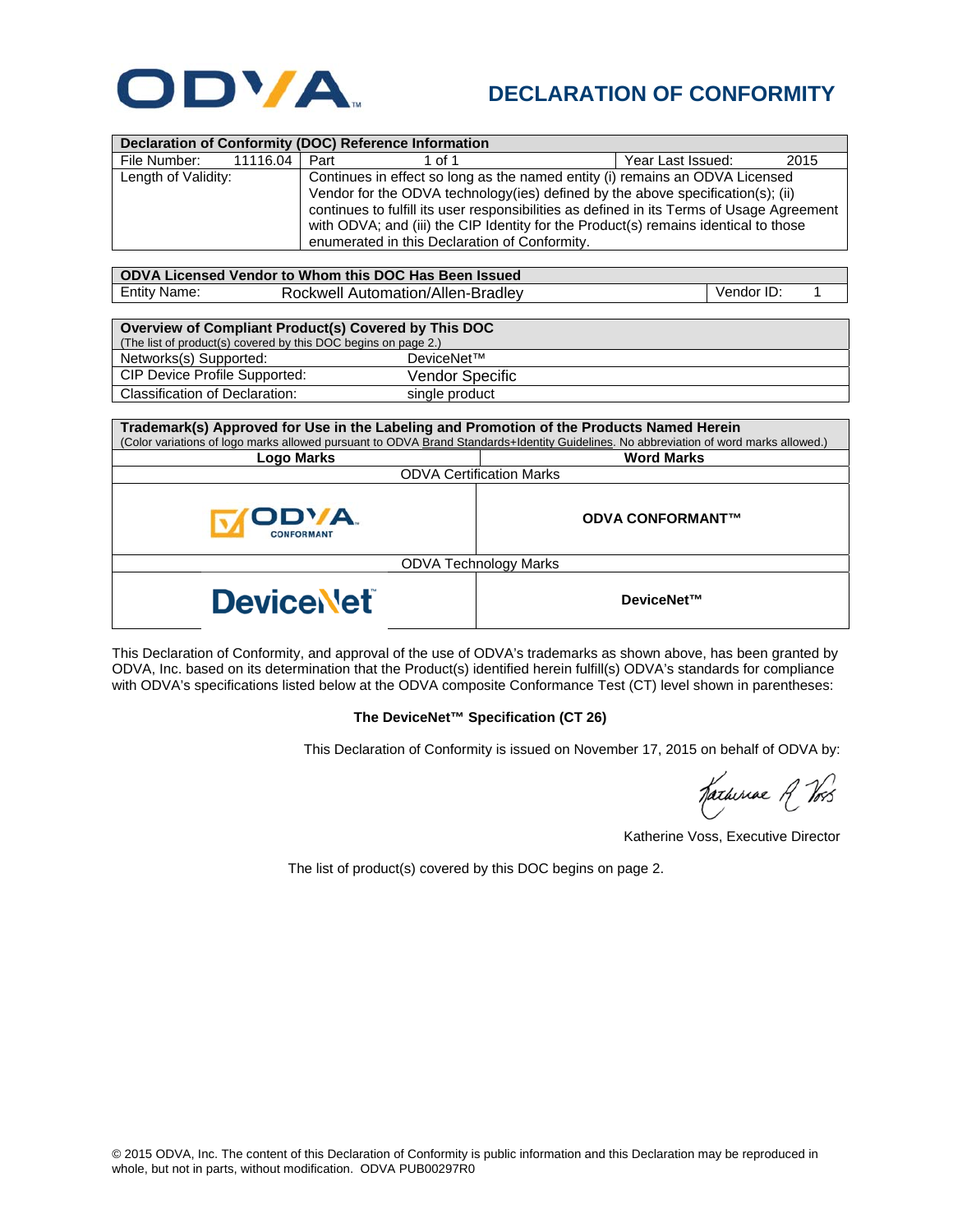# ODVA

## DECLARATION OF CONFORMITY

| Declaration of Conformity (DOC) Reference Information | | | |
|---|---|---|---|
| File Number: 11116.04 | Part 1 of 1 | | Year Last Issued: 2015 |
| Length of Validity: | Continues in effect so long as the named entity (i) remains an ODVA Licensed Vendor for the ODVA technology(ies) defined by the above specification(s); (ii) continues to fulfill its user responsibilities as defined in its Terms of Usage Agreement with ODVA; and (iii) the CIP Identity for the Product(s) remains identical to those enumerated in this Declaration of Conformity. | | |

| ODVA Licensed Vendor to Whom this DOC Has Been Issued | | |
|---|---|---|
| Entity Name: | Rockwell Automation/Allen-Bradley | Vendor ID: 1 |

| Overview of Compliant Product(s) Covered by This DOC (The list of product(s) covered by this DOC begins on page 2.) | |
|---|---|
| Networks(s) Supported: | DeviceNet™ |
| CIP Device Profile Supported: | Vendor Specific |
| Classification of Declaration: | single product |

**Trademark(s) Approved for Use in the Labeling and Promotion of the Products Named Herein**
(Color variations of logo marks allowed pursuant to ODVA Brand Standards+Identity Guidelines. No abbreviation of word marks allowed.)

| Logo Marks | Word Marks |
|---|---|
| ODVA Certification Marks | |
| ODVA CONFORMANT | **ODVA CONFORMANT™** |
| ODVA Technology Marks | |
| DeviceNet | **DeviceNet™** |

This Declaration of Conformity, and approval of the use of ODVA's trademarks as shown above, has been granted by ODVA, Inc. based on its determination that the Product(s) identified herein fulfill(s) ODVA's standards for compliance with ODVA's specifications listed below at the ODVA composite Conformance Test (CT) level shown in parentheses:

**The DeviceNet™ Specification (CT 26)**

This Declaration of Conformity is issued on November 17, 2015 on behalf of ODVA by:

Katherine A Voss

Katherine Voss, Executive Director

The list of product(s) covered by this DOC begins on page 2.

© 2015 ODVA, Inc. The content of this Declaration of Conformity is public information and this Declaration may be reproduced in whole, but not in parts, without modification. ODVA PUB00297R0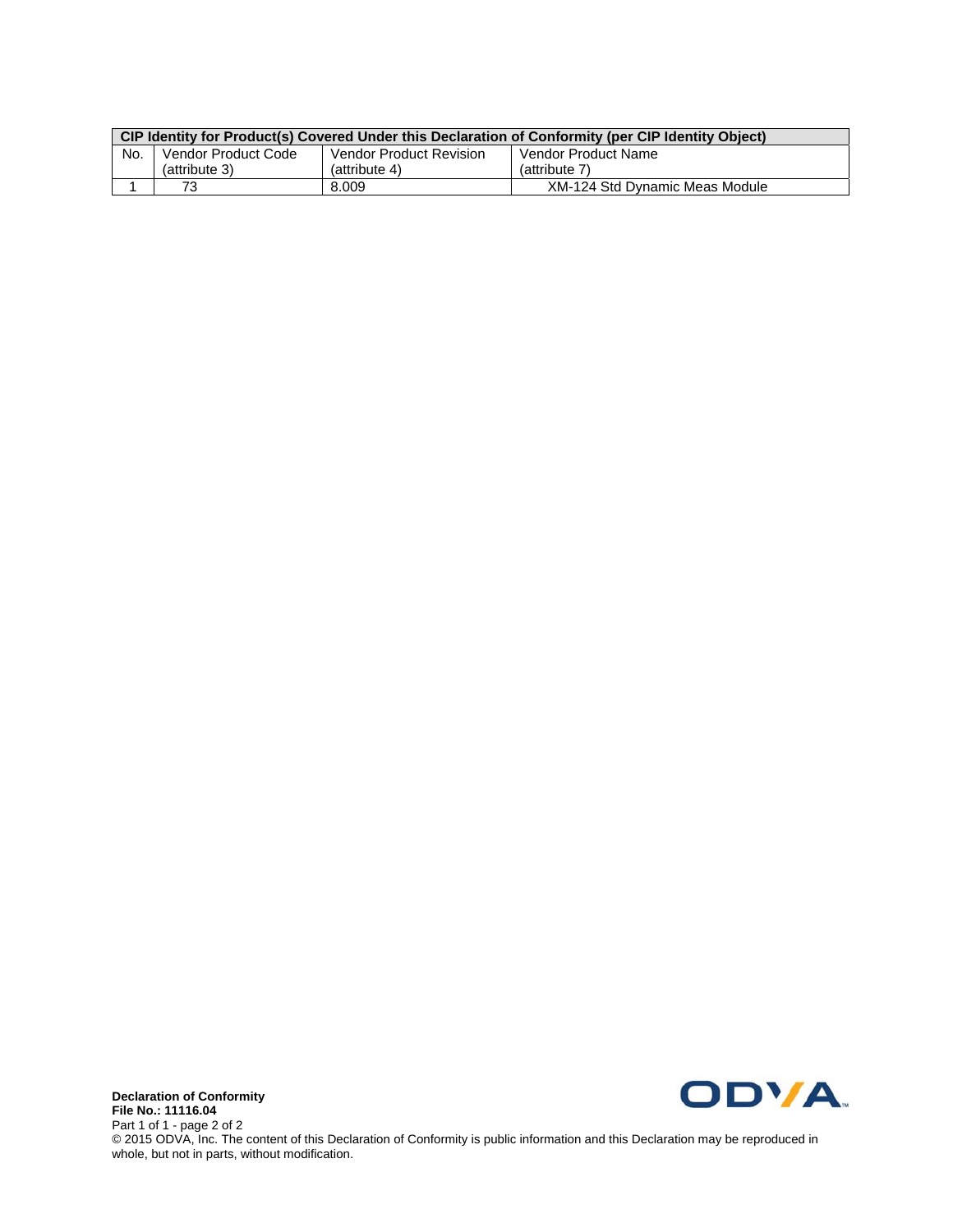| CIP Identity for Product(s) Covered Under this Declaration of Conformity (per CIP Identity Object) | | | |
|---|---|---|---|
| No. | Vendor Product Code (attribute 3) | Vendor Product Revision (attribute 4) | Vendor Product Name (attribute 7) |
| 1 | 73 | 8.009 | XM-124 Std Dynamic Meas Module |

**Declaration of Conformity**
**File No.: 11116.04**
Part 1 of 1 - page 2 of 2
© 2015 ODVA, Inc. The content of this Declaration of Conformity is public information and this Declaration may be reproduced in whole, but not in parts, without modification.